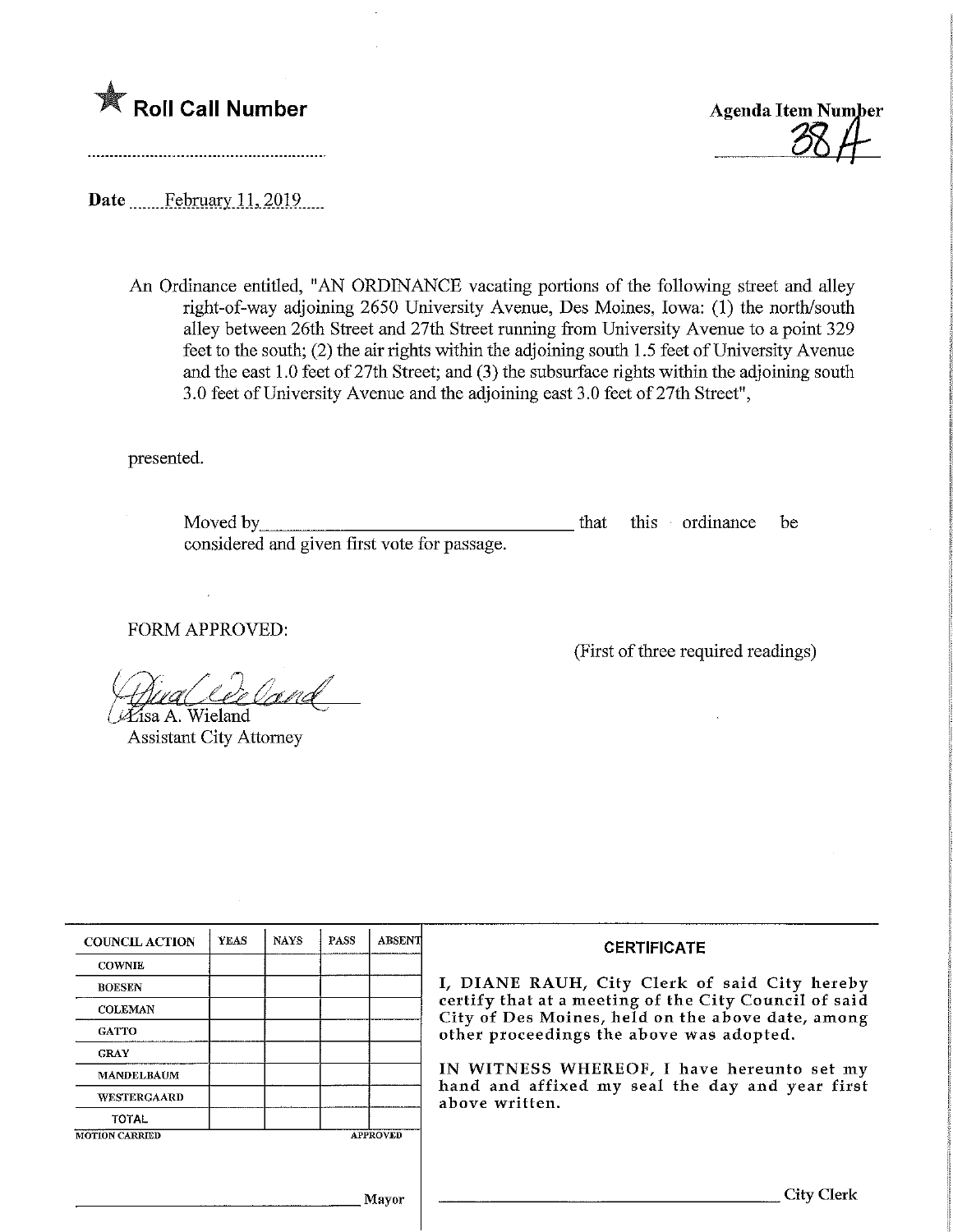★ **Roll Call Number**

**Agenda Item Number**
38A

**Date** February 11, 2019

An Ordinance entitled, "AN ORDINANCE vacating portions of the following street and alley right-of-way adjoining 2650 University Avenue, Des Moines, Iowa: (1) the north/south alley between 26th Street and 27th Street running from University Avenue to a point 329 feet to the south; (2) the air rights within the adjoining south 1.5 feet of University Avenue and the east 1.0 feet of 27th Street; and (3) the subsurface rights within the adjoining south 3.0 feet of University Avenue and the adjoining east 3.0 feet of 27th Street",

presented.

Moved by\_\_\_\_\_\_\_\_\_\_\_\_\_\_\_\_\_\_\_\_\_\_\_\_\_\_\_\_\_\_ that this ordinance be considered and given first vote for passage.

FORM APPROVED:

(First of three required readings)

Lisa A. Wieland
Assistant City Attorney

| COUNCIL ACTION | YEAS | NAYS | PASS | ABSENT |
|---|---|---|---|---|
| COWNIE | | | | |
| BOESEN | | | | |
| COLEMAN | | | | |
| GATTO | | | | |
| GRAY | | | | |
| MANDELBAUM | | | | |
| WESTERGAARD | | | | |
| TOTAL | | | | |

MOTION CARRIED APPROVED

\_\_\_\_\_\_\_\_\_\_\_\_\_\_\_\_\_\_\_\_\_\_\_\_\_\_\_\_ Mayor

**CERTIFICATE**

I, DIANE RAUH, City Clerk of said City hereby certify that at a meeting of the City Council of said City of Des Moines, held on the above date, among other proceedings the above was adopted.

IN WITNESS WHEREOF, I have hereunto set my hand and affixed my seal the day and year first above written.

\_\_\_\_\_\_\_\_\_\_\_\_\_\_\_\_\_\_\_\_\_\_\_\_\_\_\_\_ City Clerk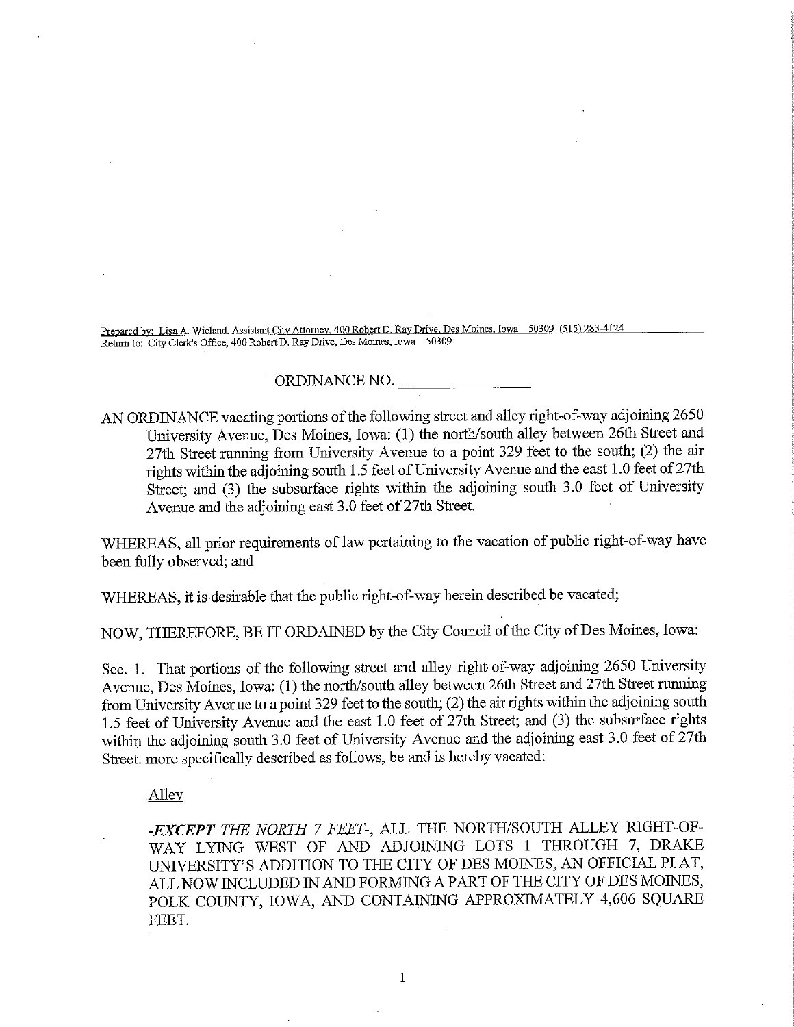Prepared by: Lisa A. Wieland, Assistant City Attorney, 400 Robert D. Ray Drive, Des Moines, Iowa 50309 (515) 283-4124
Return to: City Clerk's Office, 400 Robert D. Ray Drive, Des Moines, Iowa 50309

ORDINANCE NO. \_\_\_\_\_\_\_\_\_\_\_\_\_\_\_\_

AN ORDINANCE vacating portions of the following street and alley right-of-way adjoining 2650 University Avenue, Des Moines, Iowa: (1) the north/south alley between 26th Street and 27th Street running from University Avenue to a point 329 feet to the south; (2) the air rights within the adjoining south 1.5 feet of University Avenue and the east 1.0 feet of 27th Street; and (3) the subsurface rights within the adjoining south 3.0 feet of University Avenue and the adjoining east 3.0 feet of 27th Street.

WHEREAS, all prior requirements of law pertaining to the vacation of public right-of-way have been fully observed; and

WHEREAS, it is desirable that the public right-of-way herein described be vacated;

NOW, THEREFORE, BE IT ORDAINED by the City Council of the City of Des Moines, Iowa:

Sec. 1. That portions of the following street and alley right-of-way adjoining 2650 University Avenue, Des Moines, Iowa: (1) the north/south alley between 26th Street and 27th Street running from University Avenue to a point 329 feet to the south; (2) the air rights within the adjoining south 1.5 feet of University Avenue and the east 1.0 feet of 27th Street; and (3) the subsurface rights within the adjoining south 3.0 feet of University Avenue and the adjoining east 3.0 feet of 27th Street. more specifically described as follows, be and is hereby vacated:

Alley

*-EXCEPT THE NORTH 7 FEET-*, ALL THE NORTH/SOUTH ALLEY RIGHT-OF-WAY LYING WEST OF AND ADJOINING LOTS 1 THROUGH 7, DRAKE UNIVERSITY'S ADDITION TO THE CITY OF DES MOINES, AN OFFICIAL PLAT, ALL NOW INCLUDED IN AND FORMING A PART OF THE CITY OF DES MOINES, POLK COUNTY, IOWA, AND CONTAINING APPROXIMATELY 4,606 SQUARE FEET.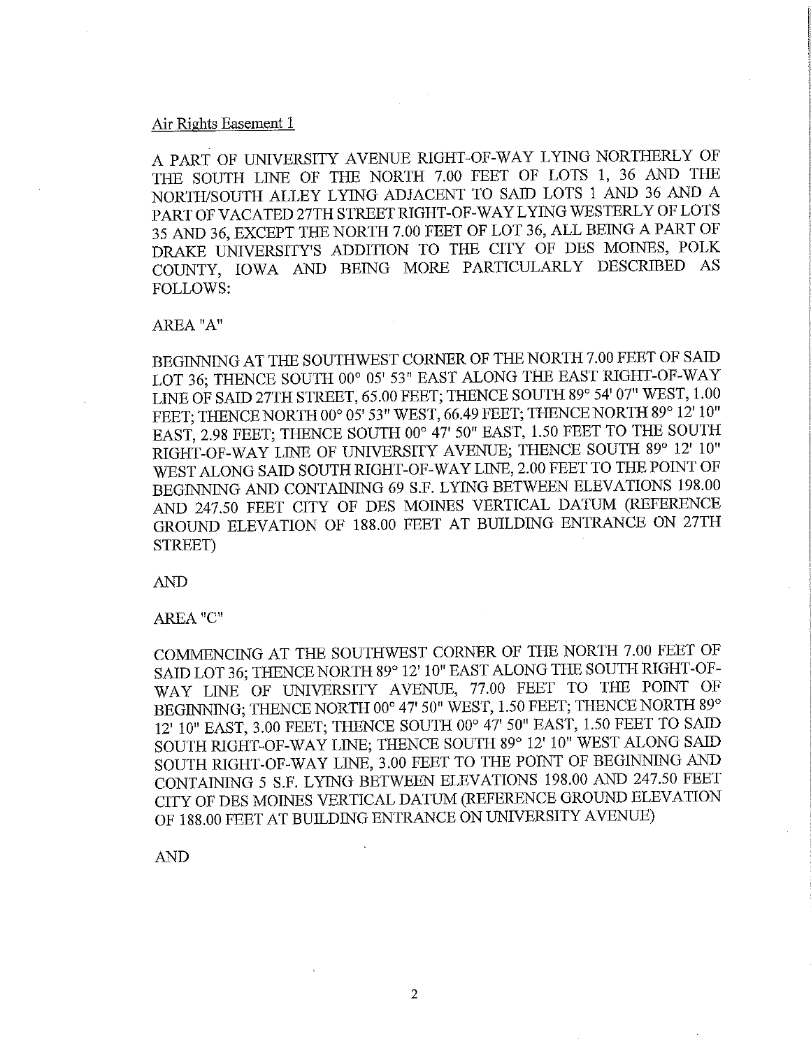Air Rights Easement 1

A PART OF UNIVERSITY AVENUE RIGHT-OF-WAY LYING NORTHERLY OF THE SOUTH LINE OF THE NORTH 7.00 FEET OF LOTS 1, 36 AND THE NORTH/SOUTH ALLEY LYING ADJACENT TO SAID LOTS 1 AND 36 AND A PART OF VACATED 27TH STREET RIGHT-OF-WAY LYING WESTERLY OF LOTS 35 AND 36, EXCEPT THE NORTH 7.00 FEET OF LOT 36, ALL BEING A PART OF DRAKE UNIVERSITY'S ADDITION TO THE CITY OF DES MOINES, POLK COUNTY, IOWA AND BEING MORE PARTICULARLY DESCRIBED AS FOLLOWS:

AREA "A"

BEGINNING AT THE SOUTHWEST CORNER OF THE NORTH 7.00 FEET OF SAID LOT 36; THENCE SOUTH 00° 05' 53" EAST ALONG THE EAST RIGHT-OF-WAY LINE OF SAID 27TH STREET, 65.00 FEET; THENCE SOUTH 89° 54' 07" WEST, 1.00 FEET; THENCE NORTH 00° 05' 53" WEST, 66.49 FEET; THENCE NORTH 89° 12' 10" EAST, 2.98 FEET; THENCE SOUTH 00° 47' 50" EAST, 1.50 FEET TO THE SOUTH RIGHT-OF-WAY LINE OF UNIVERSITY AVENUE; THENCE SOUTH 89° 12' 10" WEST ALONG SAID SOUTH RIGHT-OF-WAY LINE, 2.00 FEET TO THE POINT OF BEGINNING AND CONTAINING 69 S.F. LYING BETWEEN ELEVATIONS 198.00 AND 247.50 FEET CITY OF DES MOINES VERTICAL DATUM (REFERENCE GROUND ELEVATION OF 188.00 FEET AT BUILDING ENTRANCE ON 27TH STREET)

AND

AREA "C"

COMMENCING AT THE SOUTHWEST CORNER OF THE NORTH 7.00 FEET OF SAID LOT 36; THENCE NORTH 89° 12' 10" EAST ALONG THE SOUTH RIGHT-OF-WAY LINE OF UNIVERSITY AVENUE, 77.00 FEET TO THE POINT OF BEGINNING; THENCE NORTH 00° 47' 50" WEST, 1.50 FEET; THENCE NORTH 89° 12' 10" EAST, 3.00 FEET; THENCE SOUTH 00° 47' 50" EAST, 1.50 FEET TO SAID SOUTH RIGHT-OF-WAY LINE; THENCE SOUTH 89° 12' 10" WEST ALONG SAID SOUTH RIGHT-OF-WAY LINE, 3.00 FEET TO THE POINT OF BEGINNING AND CONTAINING 5 S.F. LYING BETWEEN ELEVATIONS 198.00 AND 247.50 FEET CITY OF DES MOINES VERTICAL DATUM (REFERENCE GROUND ELEVATION OF 188.00 FEET AT BUILDING ENTRANCE ON UNIVERSITY AVENUE)

AND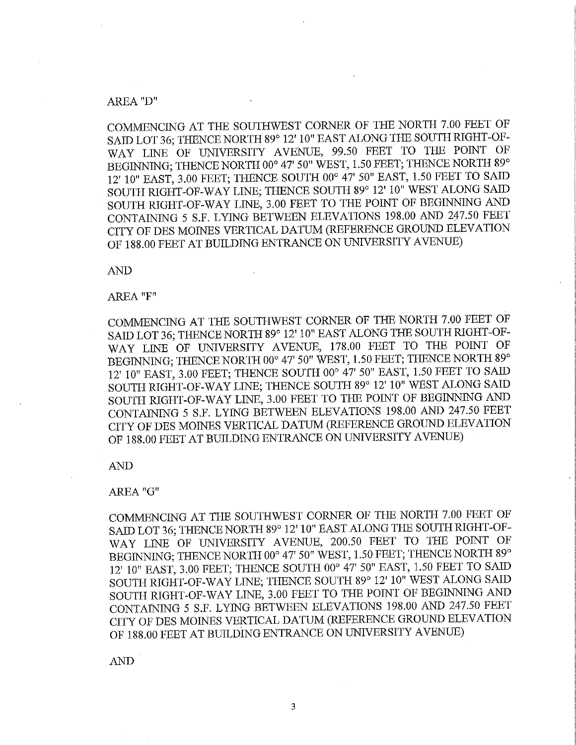AREA "D"

COMMENCING AT THE SOUTHWEST CORNER OF THE NORTH 7.00 FEET OF SAID LOT 36; THENCE NORTH 89° 12' 10" EAST ALONG THE SOUTH RIGHT-OF-WAY LINE OF UNIVERSITY AVENUE, 99.50 FEET TO THE POINT OF BEGINNING; THENCE NORTH 00° 47' 50" WEST, 1.50 FEET; THENCE NORTH 89° 12' 10" EAST, 3.00 FEET; THENCE SOUTH 00° 47' 50" EAST, 1.50 FEET TO SAID SOUTH RIGHT-OF-WAY LINE; THENCE SOUTH 89° 12' 10" WEST ALONG SAID SOUTH RIGHT-OF-WAY LINE, 3.00 FEET TO THE POINT OF BEGINNING AND CONTAINING 5 S.F. LYING BETWEEN ELEVATIONS 198.00 AND 247.50 FEET CITY OF DES MOINES VERTICAL DATUM (REFERENCE GROUND ELEVATION OF 188.00 FEET AT BUILDING ENTRANCE ON UNIVERSITY AVENUE)

AND

AREA "F"

COMMENCING AT THE SOUTHWEST CORNER OF THE NORTH 7.00 FEET OF SAID LOT 36; THENCE NORTH 89° 12' 10" EAST ALONG THE SOUTH RIGHT-OF-WAY LINE OF UNIVERSITY AVENUE, 178.00 FEET TO THE POINT OF BEGINNING; THENCE NORTH 00° 47' 50" WEST, 1.50 FEET; THENCE NORTH 89° 12' 10" EAST, 3.00 FEET; THENCE SOUTH 00° 47' 50" EAST, 1.50 FEET TO SAID SOUTH RIGHT-OF-WAY LINE; THENCE SOUTH 89° 12' 10" WEST ALONG SAID SOUTH RIGHT-OF-WAY LINE, 3.00 FEET TO THE POINT OF BEGINNING AND CONTAINING 5 S.F. LYING BETWEEN ELEVATIONS 198.00 AND 247.50 FEET CITY OF DES MOINES VERTICAL DATUM (REFERENCE GROUND ELEVATION OF 188.00 FEET AT BUILDING ENTRANCE ON UNIVERSITY AVENUE)

AND

AREA "G"

COMMENCING AT THE SOUTHWEST CORNER OF THE NORTH 7.00 FEET OF SAID LOT 36; THENCE NORTH 89° 12' 10" EAST ALONG THE SOUTH RIGHT-OF-WAY LINE OF UNIVERSITY AVENUE, 200.50 FEET TO THE POINT OF BEGINNING; THENCE NORTH 00° 47' 50" WEST, 1.50 FEET; THENCE NORTH 89° 12' 10" EAST, 3.00 FEET; THENCE SOUTH 00° 47' 50" EAST, 1.50 FEET TO SAID SOUTH RIGHT-OF-WAY LINE; THENCE SOUTH 89° 12' 10" WEST ALONG SAID SOUTH RIGHT-OF-WAY LINE, 3.00 FEET TO THE POINT OF BEGINNING AND CONTAINING 5 S.F. LYING BETWEEN ELEVATIONS 198.00 AND 247.50 FEET CITY OF DES MOINES VERTICAL DATUM (REFERENCE GROUND ELEVATION OF 188.00 FEET AT BUILDING ENTRANCE ON UNIVERSITY AVENUE)

AND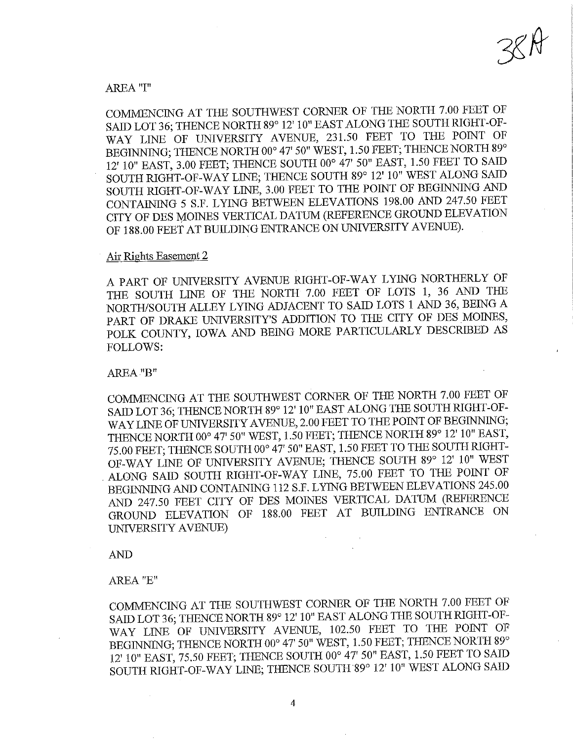AREA "I"

COMMENCING AT THE SOUTHWEST CORNER OF THE NORTH 7.00 FEET OF SAID LOT 36; THENCE NORTH 89° 12' 10" EAST ALONG THE SOUTH RIGHT-OF-WAY LINE OF UNIVERSITY AVENUE, 231.50 FEET TO THE POINT OF BEGINNING; THENCE NORTH 00° 47' 50" WEST, 1.50 FEET; THENCE NORTH 89° 12' 10" EAST, 3.00 FEET; THENCE SOUTH 00° 47' 50" EAST, 1.50 FEET TO SAID SOUTH RIGHT-OF-WAY LINE; THENCE SOUTH 89° 12' 10" WEST ALONG SAID SOUTH RIGHT-OF-WAY LINE, 3.00 FEET TO THE POINT OF BEGINNING AND CONTAINING 5 S.F. LYING BETWEEN ELEVATIONS 198.00 AND 247.50 FEET CITY OF DES MOINES VERTICAL DATUM (REFERENCE GROUND ELEVATION OF 188.00 FEET AT BUILDING ENTRANCE ON UNIVERSITY AVENUE).

Air Rights Easement 2

A PART OF UNIVERSITY AVENUE RIGHT-OF-WAY LYING NORTHERLY OF THE SOUTH LINE OF THE NORTH 7.00 FEET OF LOTS 1, 36 AND THE NORTH/SOUTH ALLEY LYING ADJACENT TO SAID LOTS 1 AND 36, BEING A PART OF DRAKE UNIVERSITY'S ADDITION TO THE CITY OF DES MOINES, POLK COUNTY, IOWA AND BEING MORE PARTICULARLY DESCRIBED AS FOLLOWS:

AREA "B"

COMMENCING AT THE SOUTHWEST CORNER OF THE NORTH 7.00 FEET OF SAID LOT 36; THENCE NORTH 89° 12' 10" EAST ALONG THE SOUTH RIGHT-OF-WAY LINE OF UNIVERSITY AVENUE, 2.00 FEET TO THE POINT OF BEGINNING; THENCE NORTH 00° 47' 50" WEST, 1.50 FEET; THENCE NORTH 89° 12' 10" EAST, 75.00 FEET; THENCE SOUTH 00° 47' 50" EAST, 1.50 FEET TO THE SOUTH RIGHT-OF-WAY LINE OF UNIVERSITY AVENUE; THENCE SOUTH 89° 12' 10" WEST ALONG SAID SOUTH RIGHT-OF-WAY LINE, 75.00 FEET TO THE POINT OF BEGINNING AND CONTAINING 112 S.F. LYING BETWEEN ELEVATIONS 245.00 AND 247.50 FEET CITY OF DES MOINES VERTICAL DATUM (REFERENCE GROUND ELEVATION OF 188.00 FEET AT BUILDING ENTRANCE ON UNIVERSITY AVENUE)

AND

AREA "E"

COMMENCING AT THE SOUTHWEST CORNER OF THE NORTH 7.00 FEET OF SAID LOT 36; THENCE NORTH 89° 12' 10" EAST ALONG THE SOUTH RIGHT-OF-WAY LINE OF UNIVERSITY AVENUE, 102.50 FEET TO THE POINT OF BEGINNING; THENCE NORTH 00° 47' 50" WEST, 1.50 FEET; THENCE NORTH 89° 12' 10" EAST, 75.50 FEET; THENCE SOUTH 00° 47' 50" EAST, 1.50 FEET TO SAID SOUTH RIGHT-OF-WAY LINE; THENCE SOUTH 89° 12' 10" WEST ALONG SAID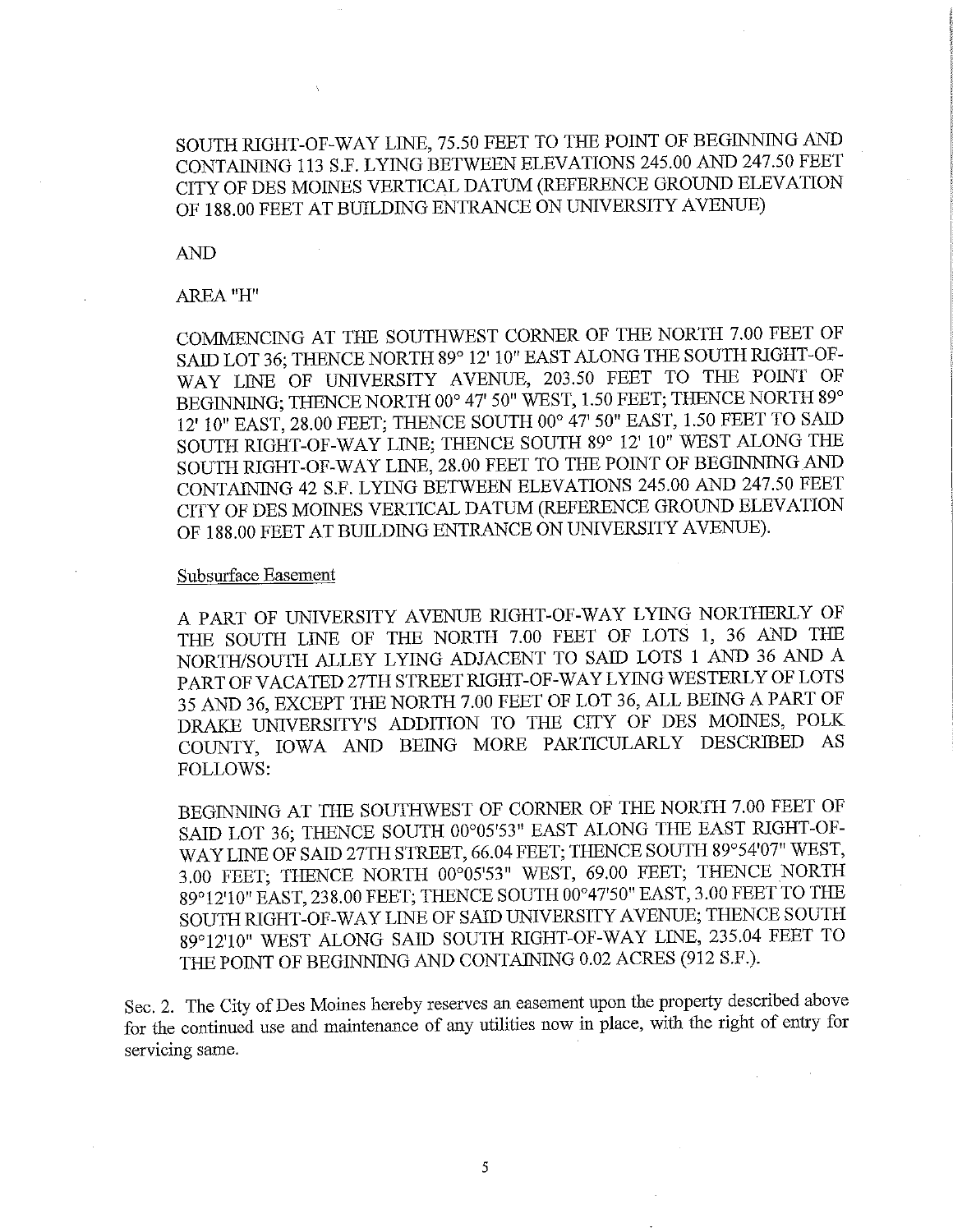SOUTH RIGHT-OF-WAY LINE, 75.50 FEET TO THE POINT OF BEGINNING AND CONTAINING 113 S.F. LYING BETWEEN ELEVATIONS 245.00 AND 247.50 FEET CITY OF DES MOINES VERTICAL DATUM (REFERENCE GROUND ELEVATION OF 188.00 FEET AT BUILDING ENTRANCE ON UNIVERSITY AVENUE)

AND

AREA "H"

COMMENCING AT THE SOUTHWEST CORNER OF THE NORTH 7.00 FEET OF SAID LOT 36; THENCE NORTH 89° 12' 10" EAST ALONG THE SOUTH RIGHT-OF-WAY LINE OF UNIVERSITY AVENUE, 203.50 FEET TO THE POINT OF BEGINNING; THENCE NORTH 00° 47' 50" WEST, 1.50 FEET; THENCE NORTH 89° 12' 10" EAST, 28.00 FEET; THENCE SOUTH 00° 47' 50" EAST, 1.50 FEET TO SAID SOUTH RIGHT-OF-WAY LINE; THENCE SOUTH 89° 12' 10" WEST ALONG THE SOUTH RIGHT-OF-WAY LINE, 28.00 FEET TO THE POINT OF BEGINNING AND CONTAINING 42 S.F. LYING BETWEEN ELEVATIONS 245.00 AND 247.50 FEET CITY OF DES MOINES VERTICAL DATUM (REFERENCE GROUND ELEVATION OF 188.00 FEET AT BUILDING ENTRANCE ON UNIVERSITY AVENUE).

Subsurface Easement

A PART OF UNIVERSITY AVENUE RIGHT-OF-WAY LYING NORTHERLY OF THE SOUTH LINE OF THE NORTH 7.00 FEET OF LOTS 1, 36 AND THE NORTH/SOUTH ALLEY LYING ADJACENT TO SAID LOTS 1 AND 36 AND A PART OF VACATED 27TH STREET RIGHT-OF-WAY LYING WESTERLY OF LOTS 35 AND 36, EXCEPT THE NORTH 7.00 FEET OF LOT 36, ALL BEING A PART OF DRAKE UNIVERSITY'S ADDITION TO THE CITY OF DES MOINES, POLK COUNTY, IOWA AND BEING MORE PARTICULARLY DESCRIBED AS FOLLOWS:

BEGINNING AT THE SOUTHWEST OF CORNER OF THE NORTH 7.00 FEET OF SAID LOT 36; THENCE SOUTH 00°05'53" EAST ALONG THE EAST RIGHT-OF-WAY LINE OF SAID 27TH STREET, 66.04 FEET; THENCE SOUTH 89°54'07" WEST, 3.00 FEET; THENCE NORTH 00°05'53" WEST, 69.00 FEET; THENCE NORTH 89°12'10" EAST, 238.00 FEET; THENCE SOUTH 00°47'50" EAST, 3.00 FEET TO THE SOUTH RIGHT-OF-WAY LINE OF SAID UNIVERSITY AVENUE; THENCE SOUTH 89°12'10" WEST ALONG SAID SOUTH RIGHT-OF-WAY LINE, 235.04 FEET TO THE POINT OF BEGINNING AND CONTAINING 0.02 ACRES (912 S.F.).

Sec. 2. The City of Des Moines hereby reserves an easement upon the property described above for the continued use and maintenance of any utilities now in place, with the right of entry for servicing same.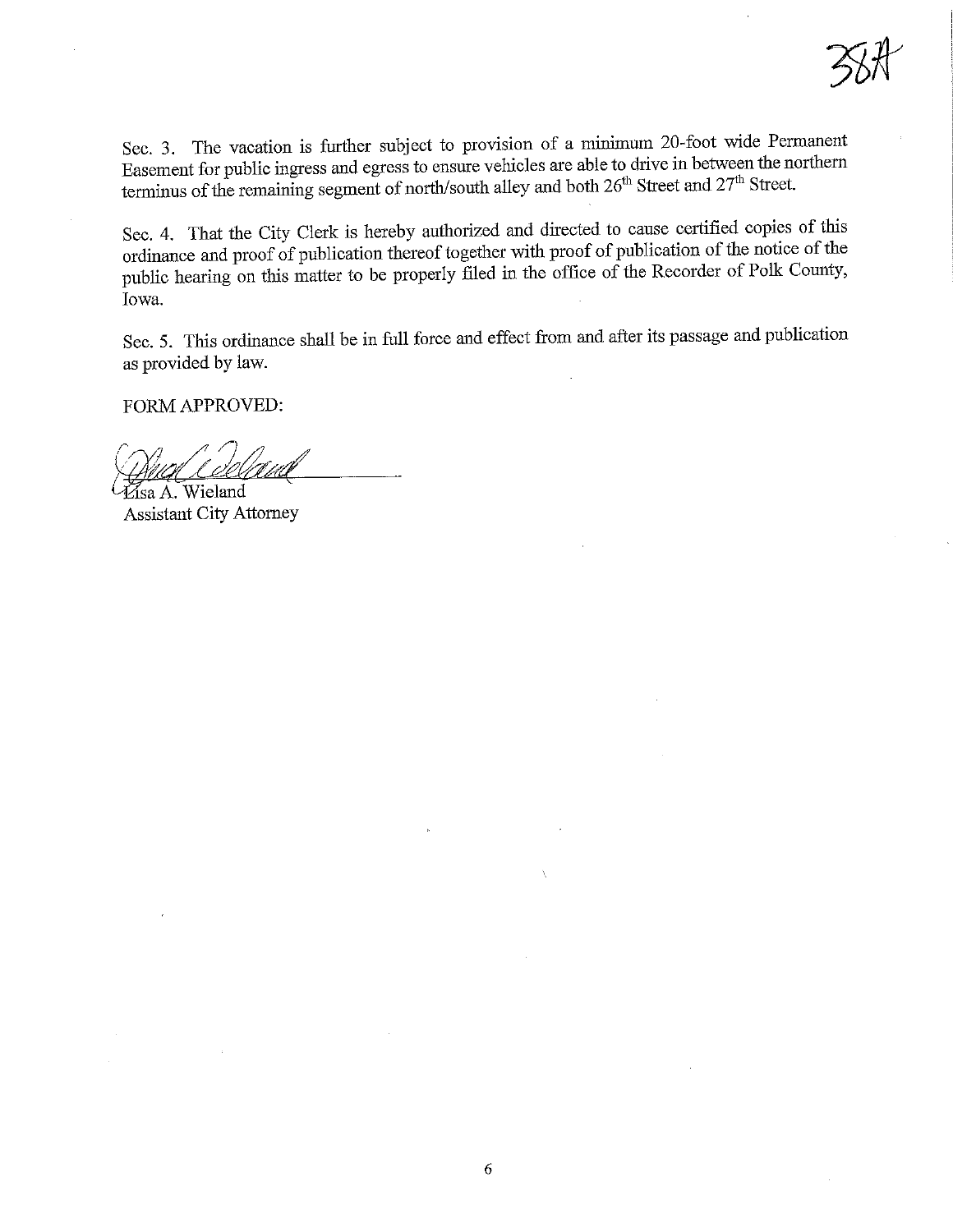38A

Sec. 3. The vacation is further subject to provision of a minimum 20-foot wide Permanent Easement for public ingress and egress to ensure vehicles are able to drive in between the northern terminus of the remaining segment of north/south alley and both 26th Street and 27th Street.

Sec. 4. That the City Clerk is hereby authorized and directed to cause certified copies of this ordinance and proof of publication thereof together with proof of publication of the notice of the public hearing on this matter to be properly filed in the office of the Recorder of Polk County, Iowa.

Sec. 5. This ordinance shall be in full force and effect from and after its passage and publication as provided by law.

FORM APPROVED:

Lisa A. Wieland
Assistant City Attorney